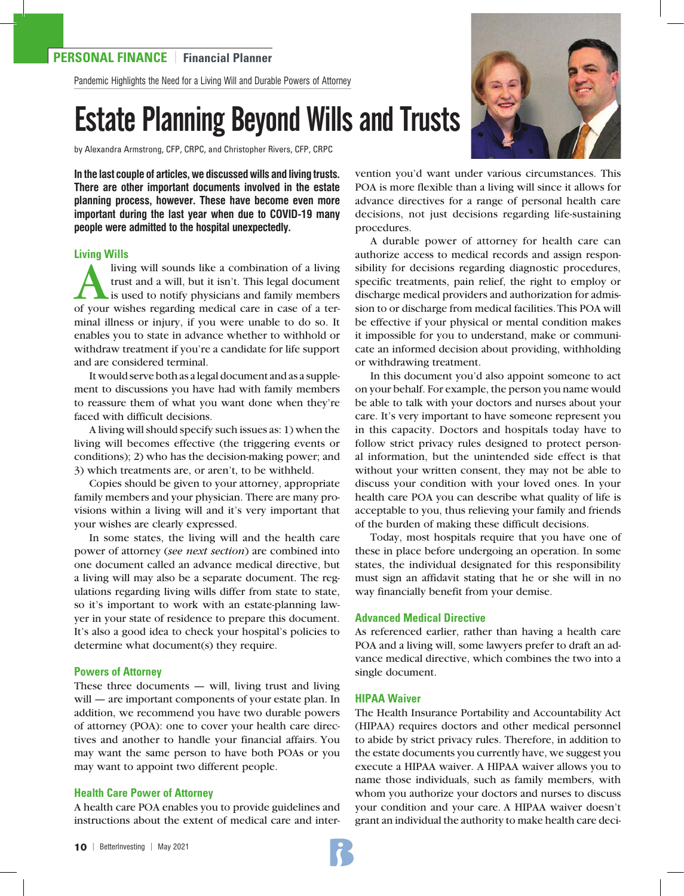PERSONAL FINANCE | Financial Planner

Pandemic Highlights the Need for a Living Will and Durable Powers of Attorney

# Estate Planning Beyond Wills and Trusts

by Alexandra Armstrong, CFP, CRPC, and Christopher Rivers, CFP, CRPC

**In the last couple of articles, we discussed wills and living trusts. There are other important documents involved in the estate planning process, however. These have become even more important during the last year when due to COVID-19 many people were admitted to the hospital unexpectedly.**

## Living Wills

A living will sounds like a combination of a living trust and a will, but it isn't. This legal document is used to notify physicians and family members of your wishes regarding medical care in case of a terminal illness or injury, if you were unable to do so. It enables you to state in advance whether to withhold or withdraw treatment if you're a candidate for life support and are considered terminal.

It would serve both as a legal document and as a supplement to discussions you have had with family members to reassure them of what you want done when they're faced with difficult decisions.

A living will should specify such issues as: 1) when the living will becomes effective (the triggering events or conditions); 2) who has the decision-making power; and 3) which treatments are, or aren't, to be withheld.

Copies should be given to your attorney, appropriate family members and your physician. There are many provisions within a living will and it's very important that your wishes are clearly expressed.

In some states, the living will and the health care power of attorney (*see next section*) are combined into one document called an advance medical directive, but a living will may also be a separate document. The regulations regarding living wills differ from state to state, so it's important to work with an estate-planning lawyer in your state of residence to prepare this document. It's also a good idea to check your hospital's policies to determine what document(s) they require.

## Powers of Attorney

These three documents — will, living trust and living will — are important components of your estate plan. In addition, we recommend you have two durable powers of attorney (POA): one to cover your health care directives and another to handle your financial affairs. You may want the same person to have both POAs or you may want to appoint two different people.

## Health Care Power of Attorney

A health care POA enables you to provide guidelines and instructions about the extent of medical care and intervention you'd want under various circumstances. This POA is more flexible than a living will since it allows for advance directives for a range of personal health care decisions, not just decisions regarding life-sustaining procedures.

A durable power of attorney for health care can authorize access to medical records and assign responsibility for decisions regarding diagnostic procedures, specific treatments, pain relief, the right to employ or discharge medical providers and authorization for admission to or discharge from medical facilities. This POA will be effective if your physical or mental condition makes it impossible for you to understand, make or communicate an informed decision about providing, withholding or withdrawing treatment.

In this document you'd also appoint someone to act on your behalf. For example, the person you name would be able to talk with your doctors and nurses about your care. It's very important to have someone represent you in this capacity. Doctors and hospitals today have to follow strict privacy rules designed to protect personal information, but the unintended side effect is that without your written consent, they may not be able to discuss your condition with your loved ones. In your health care POA you can describe what quality of life is acceptable to you, thus relieving your family and friends of the burden of making these difficult decisions.

Today, most hospitals require that you have one of these in place before undergoing an operation. In some states, the individual designated for this responsibility must sign an affidavit stating that he or she will in no way financially benefit from your demise.

## Advanced Medical Directive

As referenced earlier, rather than having a health care POA and a living will, some lawyers prefer to draft an advance medical directive, which combines the two into a single document.

## HIPAA Waiver

The Health Insurance Portability and Accountability Act (HIPAA) requires doctors and other medical personnel to abide by strict privacy rules. Therefore, in addition to the estate documents you currently have, we suggest you execute a HIPAA waiver. A HIPAA waiver allows you to name those individuals, such as family members, with whom you authorize your doctors and nurses to discuss your condition and your care. A HIPAA waiver doesn't grant an individual the authority to make health care deci-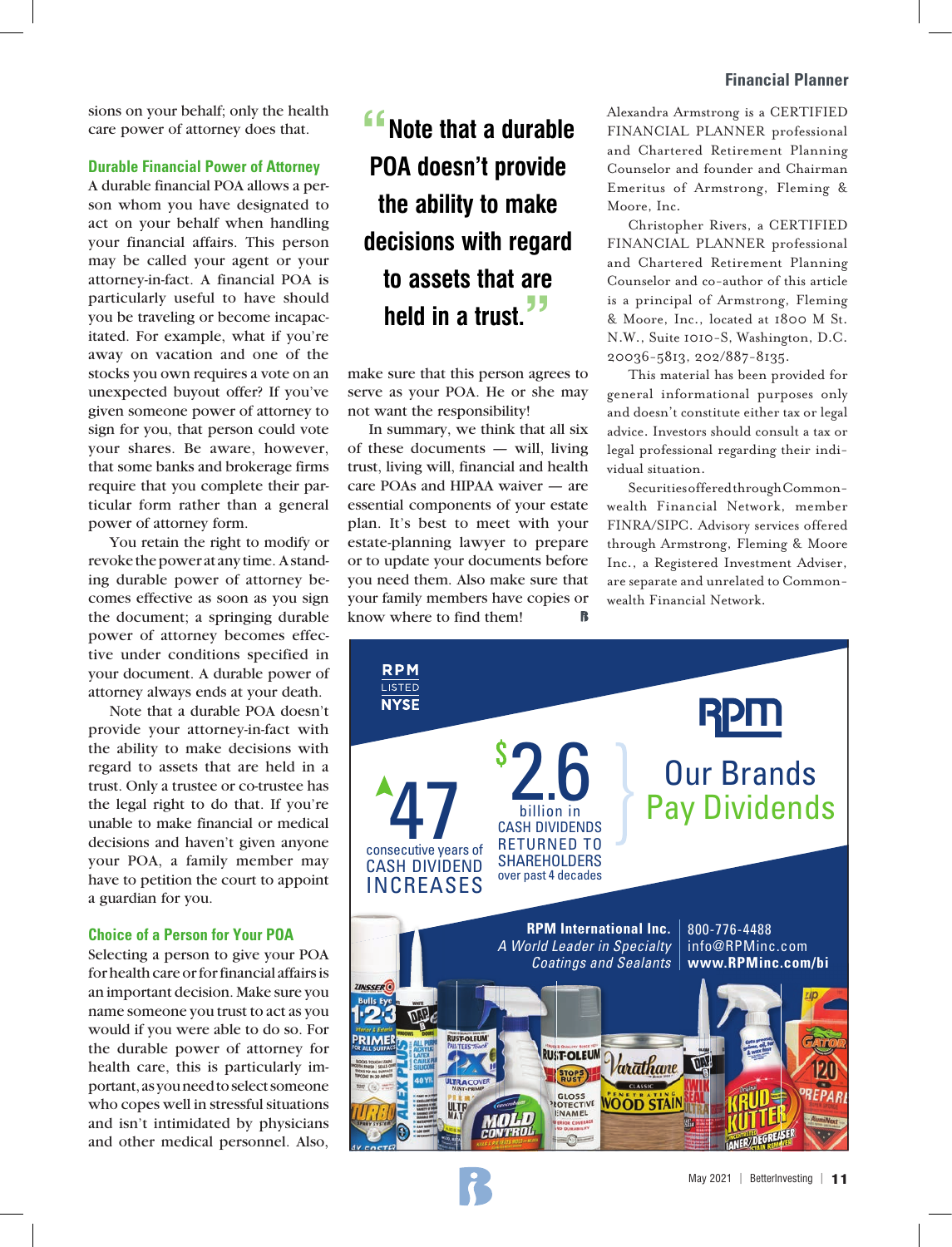sions on your behalf; only the health care power of attorney does that.

### Durable Financial Power of Attorney

A durable financial POA allows a person whom you have designated to act on your behalf when handling your financial affairs. This person may be called your agent or your attorney-in-fact. A financial POA is particularly useful to have should you be traveling or become incapacitated. For example, what if you're away on vacation and one of the stocks you own requires a vote on an unexpected buyout offer? If you've given someone power of attorney to sign for you, that person could vote your shares. Be aware, however, that some banks and brokerage firms require that you complete their particular form rather than a general power of attorney form.

You retain the right to modify or revoke the power at any time. A standing durable power of attorney becomes effective as soon as you sign the document; a springing durable power of attorney becomes effective under conditions specified in your document. A durable power of attorney always ends at your death.

Note that a durable POA doesn't provide your attorney-in-fact with the ability to make decisions with regard to assets that are held in a trust. Only a trustee or co-trustee has the legal right to do that. If you're unable to make financial or medical decisions and haven't given anyone your POA, a family member may have to petition the court to appoint a guardian for you.

### Choice of a Person for Your POA

Selecting a person to give your POA for health care or for financial affairs is an important decision. Make sure you name someone you trust to act as you would if you were able to do so. For the durable power of attorney for health care, this is particularly important, as you need to select someone who copes well in stressful situations and isn't intimidated by physicians and other medical personnel. Also,

> **"Note that a durable POA doesn't provide the ability to make decisions with regard to assets that are held in a trust."**

make sure that this person agrees to serve as your POA. He or she may not want the responsibility!

In summary, we think that all six of these documents — will, living trust, living will, financial and health care POAs and HIPAA waiver — are essential components of your estate plan. It's best to meet with your estate-planning lawyer to prepare or to update your documents before you need them. Also make sure that your family members have copies or know where to find them!

Alexandra Armstrong is a CERTIFIED FINANCIAL PLANNER professional and Chartered Retirement Planning Counselor and founder and Chairman Emeritus of Armstrong, Fleming & Moore, Inc.

Christopher Rivers, a CERTIFIED FINANCIAL PLANNER professional and Chartered Retirement Planning Counselor and co-author of this article is a principal of Armstrong, Fleming & Moore, Inc., located at 1800 M St. N.W., Suite 1010-S, Washington, D.C. 20036-5813, 202/887-8135.

This material has been provided for general informational purposes only and doesn't constitute either tax or legal advice. Investors should consult a tax or legal professional regarding their individual situation.

Securities offered through Commonwealth Financial Network, member FINRA/SIPC. Advisory services offered through Armstrong, Fleming & Moore Inc., a Registered Investment Adviser, are separate and unrelated to Commonwealth Financial Network.

RPM LISTED NYSE

47 consecutive years of CASH DIVIDEND INCREASES

$2.6 billion in CASH DIVIDENDS RETURNED TO SHAREHOLDERS over past 4 decades

RPM Our Brands Pay Dividends

RPM International Inc. A World Leader in Specialty Coatings and Sealants

800-776-4488
info@RPMinc.com
www.RPMinc.com/bi